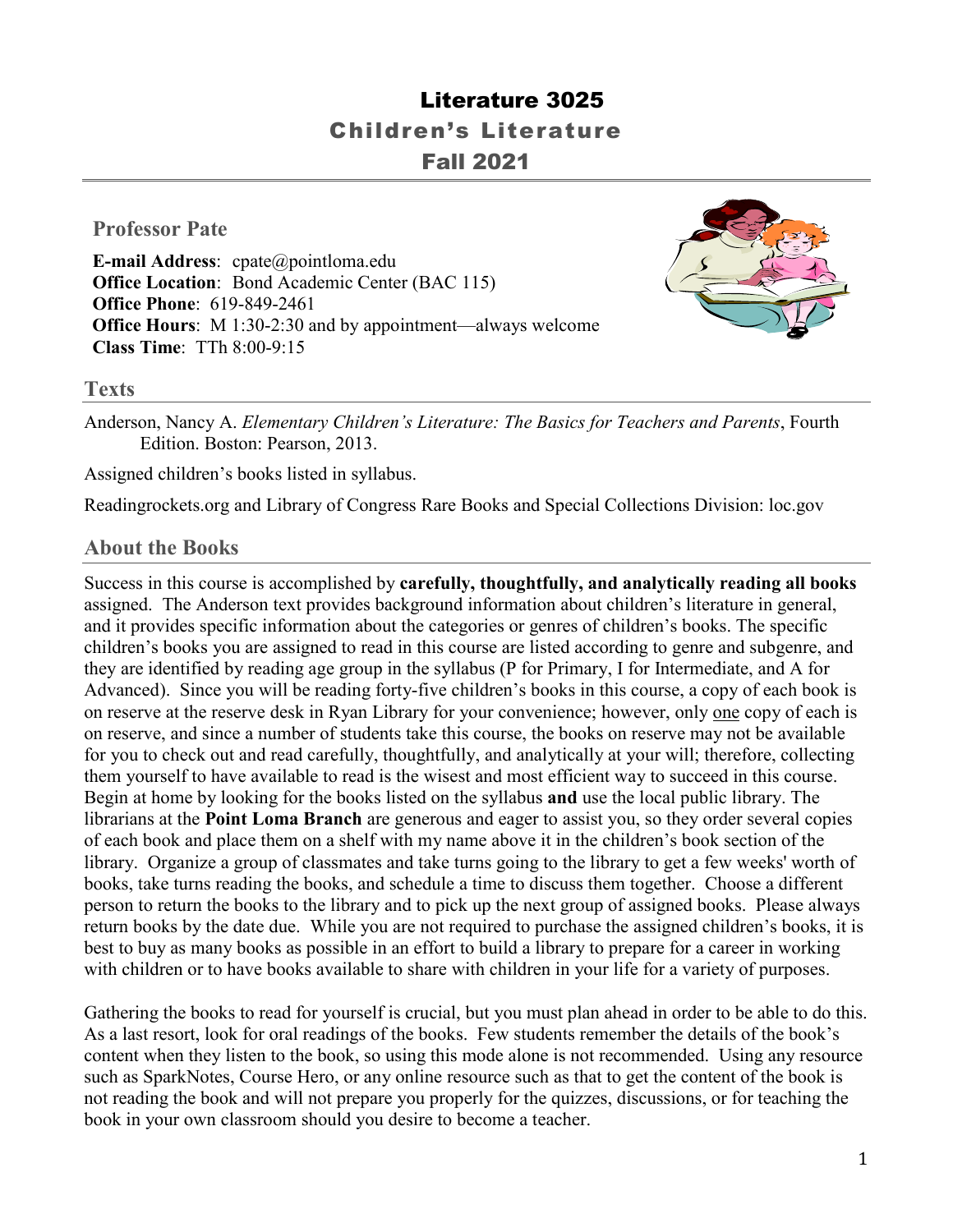# Literature 3025

## Children's Literature

## Fall 2021

### Professor Pate

**E-mail Address**: cpate@pointloma.edu
**Office Location**: Bond Academic Center (BAC 115)
**Office Phone**: 619-849-2461
**Office Hours**: M 1:30-2:30 and by appointment—always welcome
**Class Time**: TTh 8:00-9:15

### Texts

Anderson, Nancy A. *Elementary Children's Literature: The Basics for Teachers and Parents*, Fourth Edition. Boston: Pearson, 2013.

Assigned children's books listed in syllabus.

Readingrockets.org and Library of Congress Rare Books and Special Collections Division: loc.gov

### About the Books

Success in this course is accomplished by **carefully, thoughtfully, and analytically reading all books** assigned. The Anderson text provides background information about children's literature in general, and it provides specific information about the categories or genres of children's books. The specific children's books you are assigned to read in this course are listed according to genre and subgenre, and they are identified by reading age group in the syllabus (P for Primary, I for Intermediate, and A for Advanced). Since you will be reading forty-five children's books in this course, a copy of each book is on reserve at the reserve desk in Ryan Library for your convenience; however, only one copy of each is on reserve, and since a number of students take this course, the books on reserve may not be available for you to check out and read carefully, thoughtfully, and analytically at your will; therefore, collecting them yourself to have available to read is the wisest and most efficient way to succeed in this course. Begin at home by looking for the books listed on the syllabus **and** use the local public library. The librarians at the **Point Loma Branch** are generous and eager to assist you, so they order several copies of each book and place them on a shelf with my name above it in the children's book section of the library. Organize a group of classmates and take turns going to the library to get a few weeks' worth of books, take turns reading the books, and schedule a time to discuss them together. Choose a different person to return the books to the library and to pick up the next group of assigned books. Please always return books by the date due. While you are not required to purchase the assigned children's books, it is best to buy as many books as possible in an effort to build a library to prepare for a career in working with children or to have books available to share with children in your life for a variety of purposes.

Gathering the books to read for yourself is crucial, but you must plan ahead in order to be able to do this. As a last resort, look for oral readings of the books. Few students remember the details of the book's content when they listen to the book, so using this mode alone is not recommended. Using any resource such as SparkNotes, Course Hero, or any online resource such as that to get the content of the book is not reading the book and will not prepare you properly for the quizzes, discussions, or for teaching the book in your own classroom should you desire to become a teacher.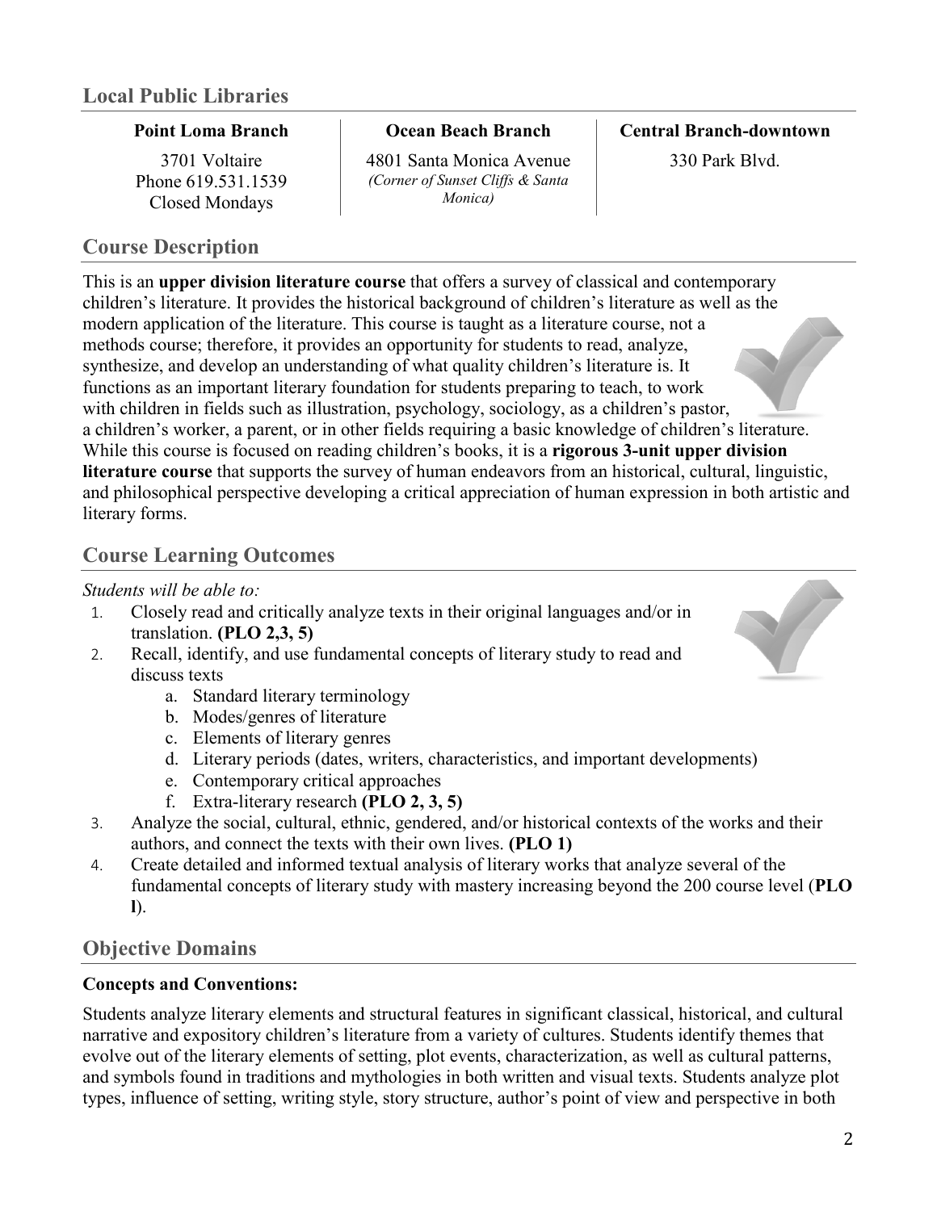## Local Public Libraries

| Point Loma Branch | Ocean Beach Branch | Central Branch-downtown |
|---|---|---|
| 3701 Voltaire<br>Phone 619.531.1539<br>Closed Mondays | 4801 Santa Monica Avenue<br>*(Corner of Sunset Cliffs & Santa Monica)* | 330 Park Blvd. |

## Course Description

This is an **upper division literature course** that offers a survey of classical and contemporary children's literature. It provides the historical background of children's literature as well as the modern application of the literature. This course is taught as a literature course, not a methods course; therefore, it provides an opportunity for students to read, analyze, synthesize, and develop an understanding of what quality children's literature is. It functions as an important literary foundation for students preparing to teach, to work with children in fields such as illustration, psychology, sociology, as a children's pastor, a children's worker, a parent, or in other fields requiring a basic knowledge of children's literature. While this course is focused on reading children's books, it is a **rigorous 3-unit upper division literature course** that supports the survey of human endeavors from an historical, cultural, linguistic, and philosophical perspective developing a critical appreciation of human expression in both artistic and literary forms.

## Course Learning Outcomes

*Students will be able to:*

1. Closely read and critically analyze texts in their original languages and/or in translation. **(PLO 2,3, 5)**
2. Recall, identify, and use fundamental concepts of literary study to read and discuss texts
    a. Standard literary terminology
    b. Modes/genres of literature
    c. Elements of literary genres
    d. Literary periods (dates, writers, characteristics, and important developments)
    e. Contemporary critical approaches
    f. Extra-literary research **(PLO 2, 3, 5)**
3. Analyze the social, cultural, ethnic, gendered, and/or historical contexts of the works and their authors, and connect the texts with their own lives. **(PLO 1)**
4. Create detailed and informed textual analysis of literary works that analyze several of the fundamental concepts of literary study with mastery increasing beyond the 200 course level (**PLO l**).

## Objective Domains

**Concepts and Conventions:**

Students analyze literary elements and structural features in significant classical, historical, and cultural narrative and expository children's literature from a variety of cultures. Students identify themes that evolve out of the literary elements of setting, plot events, characterization, as well as cultural patterns, and symbols found in traditions and mythologies in both written and visual texts. Students analyze plot types, influence of setting, writing style, story structure, author's point of view and perspective in both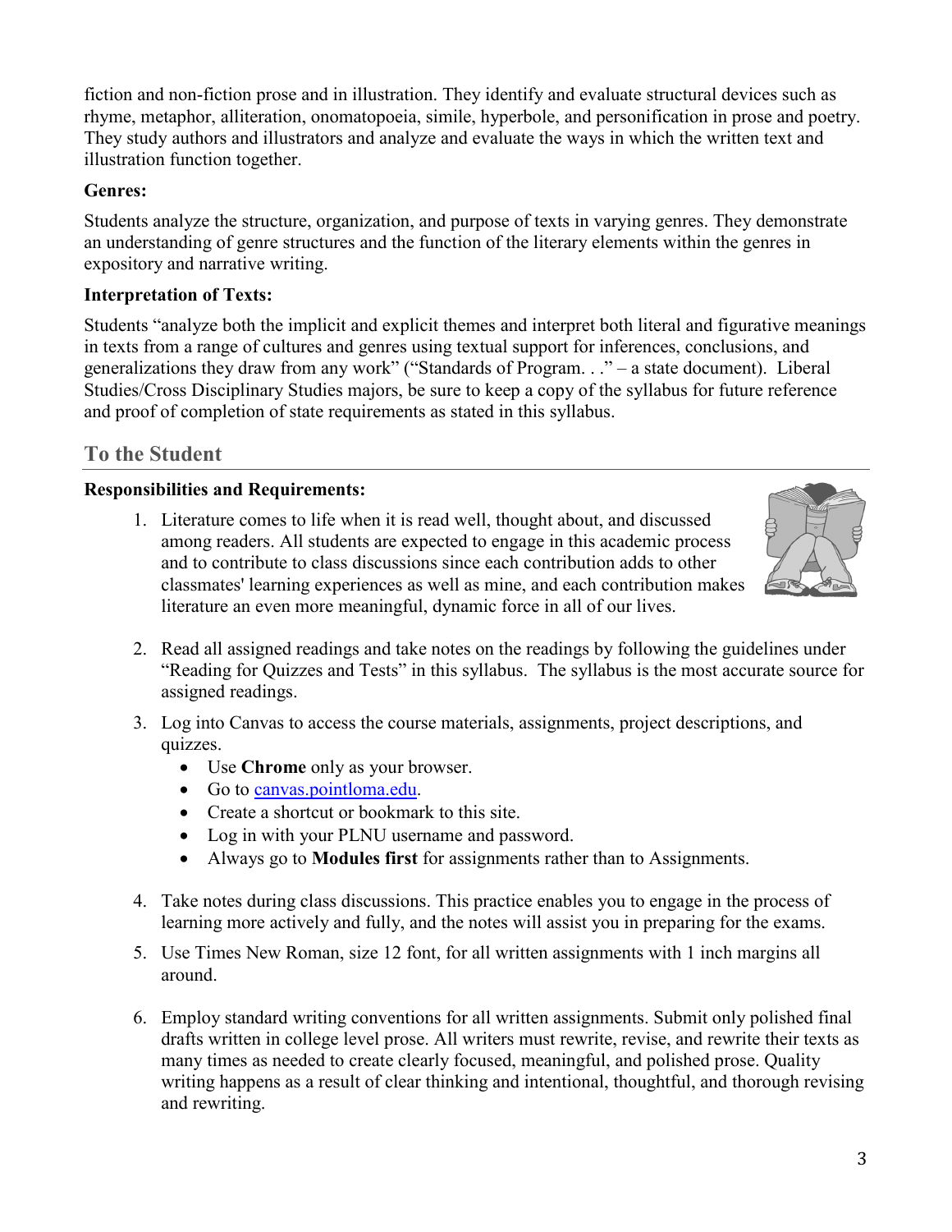fiction and non-fiction prose and in illustration. They identify and evaluate structural devices such as rhyme, metaphor, alliteration, onomatopoeia, simile, hyperbole, and personification in prose and poetry. They study authors and illustrators and analyze and evaluate the ways in which the written text and illustration function together.

**Genres:**

Students analyze the structure, organization, and purpose of texts in varying genres. They demonstrate an understanding of genre structures and the function of the literary elements within the genres in expository and narrative writing.

**Interpretation of Texts:**

Students "analyze both the implicit and explicit themes and interpret both literal and figurative meanings in texts from a range of cultures and genres using textual support for inferences, conclusions, and generalizations they draw from any work" ("Standards of Program. . ." – a state document). Liberal Studies/Cross Disciplinary Studies majors, be sure to keep a copy of the syllabus for future reference and proof of completion of state requirements as stated in this syllabus.

## To the Student

**Responsibilities and Requirements:**

1. Literature comes to life when it is read well, thought about, and discussed among readers. All students are expected to engage in this academic process and to contribute to class discussions since each contribution adds to other classmates' learning experiences as well as mine, and each contribution makes literature an even more meaningful, dynamic force in all of our lives.

2. Read all assigned readings and take notes on the readings by following the guidelines under "Reading for Quizzes and Tests" in this syllabus. The syllabus is the most accurate source for assigned readings.

3. Log into Canvas to access the course materials, assignments, project descriptions, and quizzes.
   - Use **Chrome** only as your browser.
   - Go to [canvas.pointloma.edu](canvas.pointloma.edu).
   - Create a shortcut or bookmark to this site.
   - Log in with your PLNU username and password.
   - Always go to **Modules first** for assignments rather than to Assignments.

4. Take notes during class discussions. This practice enables you to engage in the process of learning more actively and fully, and the notes will assist you in preparing for the exams.

5. Use Times New Roman, size 12 font, for all written assignments with 1 inch margins all around.

6. Employ standard writing conventions for all written assignments. Submit only polished final drafts written in college level prose. All writers must rewrite, revise, and rewrite their texts as many times as needed to create clearly focused, meaningful, and polished prose. Quality writing happens as a result of clear thinking and intentional, thoughtful, and thorough revising and rewriting.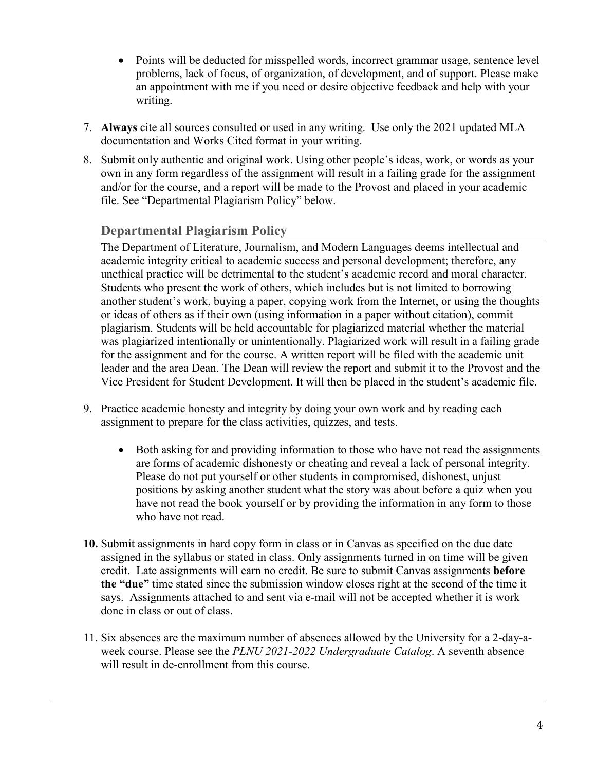- Points will be deducted for misspelled words, incorrect grammar usage, sentence level problems, lack of focus, of organization, of development, and of support. Please make an appointment with me if you need or desire objective feedback and help with your writing.

7. **Always** cite all sources consulted or used in any writing. Use only the 2021 updated MLA documentation and Works Cited format in your writing.
8. Submit only authentic and original work. Using other people's ideas, work, or words as your own in any form regardless of the assignment will result in a failing grade for the assignment and/or for the course, and a report will be made to the Provost and placed in your academic file. See "Departmental Plagiarism Policy" below.

## Departmental Plagiarism Policy

The Department of Literature, Journalism, and Modern Languages deems intellectual and academic integrity critical to academic success and personal development; therefore, any unethical practice will be detrimental to the student's academic record and moral character. Students who present the work of others, which includes but is not limited to borrowing another student's work, buying a paper, copying work from the Internet, or using the thoughts or ideas of others as if their own (using information in a paper without citation), commit plagiarism. Students will be held accountable for plagiarized material whether the material was plagiarized intentionally or unintentionally. Plagiarized work will result in a failing grade for the assignment and for the course. A written report will be filed with the academic unit leader and the area Dean. The Dean will review the report and submit it to the Provost and the Vice President for Student Development. It will then be placed in the student's academic file.

9. Practice academic honesty and integrity by doing your own work and by reading each assignment to prepare for the class activities, quizzes, and tests.
    - Both asking for and providing information to those who have not read the assignments are forms of academic dishonesty or cheating and reveal a lack of personal integrity. Please do not put yourself or other students in compromised, dishonest, unjust positions by asking another student what the story was about before a quiz when you have not read the book yourself or by providing the information in any form to those who have not read.
10. Submit assignments in hard copy form in class or in Canvas as specified on the due date assigned in the syllabus or stated in class. Only assignments turned in on time will be given credit. Late assignments will earn no credit. Be sure to submit Canvas assignments **before the "due"** time stated since the submission window closes right at the second of the time it says. Assignments attached to and sent via e-mail will not be accepted whether it is work done in class or out of class.
11. Six absences are the maximum number of absences allowed by the University for a 2-day-a-week course. Please see the *PLNU 2021-2022 Undergraduate Catalog*. A seventh absence will result in de-enrollment from this course.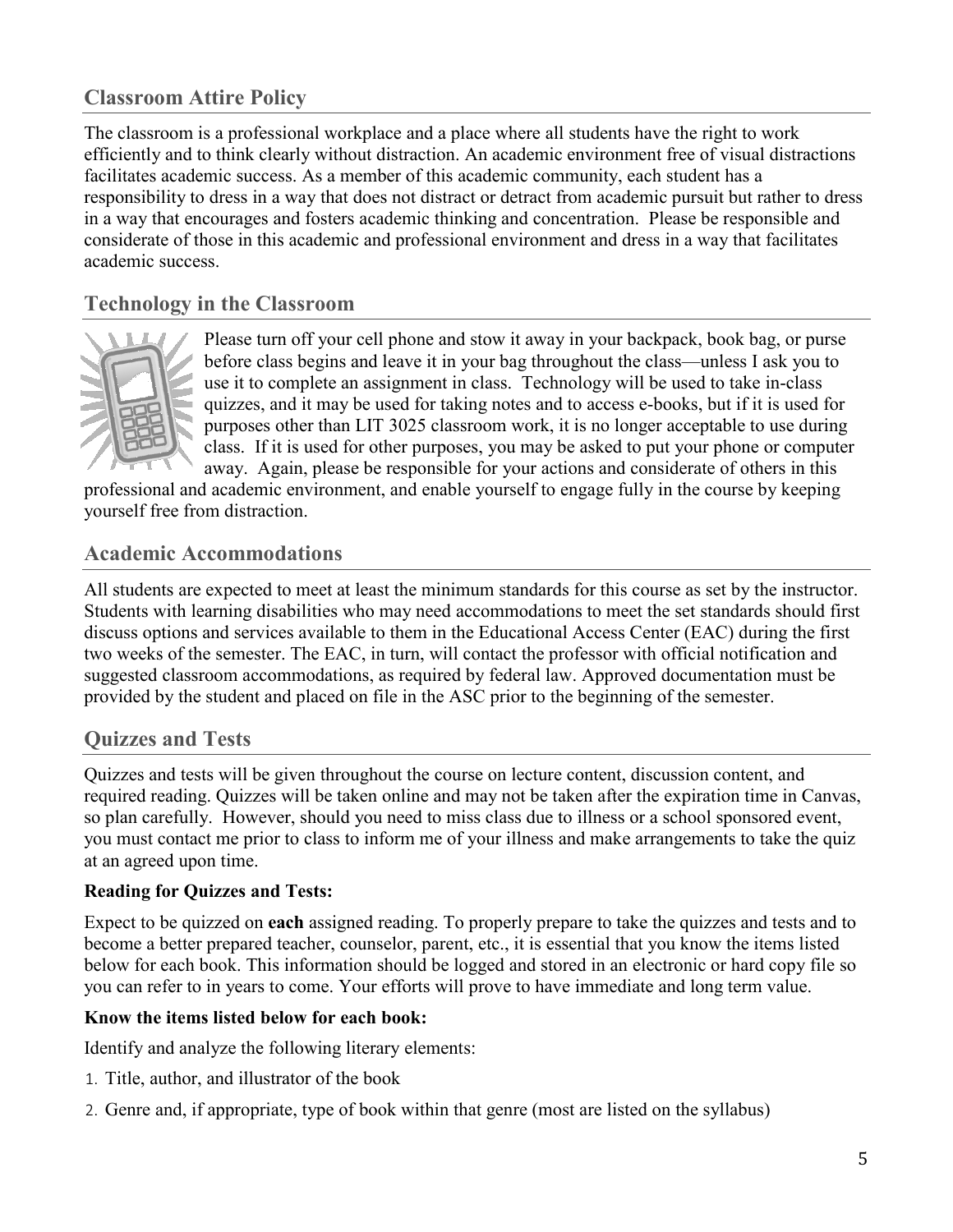## Classroom Attire Policy

The classroom is a professional workplace and a place where all students have the right to work efficiently and to think clearly without distraction. An academic environment free of visual distractions facilitates academic success. As a member of this academic community, each student has a responsibility to dress in a way that does not distract or detract from academic pursuit but rather to dress in a way that encourages and fosters academic thinking and concentration. Please be responsible and considerate of those in this academic and professional environment and dress in a way that facilitates academic success.

## Technology in the Classroom

Please turn off your cell phone and stow it away in your backpack, book bag, or purse before class begins and leave it in your bag throughout the class—unless I ask you to use it to complete an assignment in class. Technology will be used to take in-class quizzes, and it may be used for taking notes and to access e-books, but if it is used for purposes other than LIT 3025 classroom work, it is no longer acceptable to use during class. If it is used for other purposes, you may be asked to put your phone or computer away. Again, please be responsible for your actions and considerate of others in this professional and academic environment, and enable yourself to engage fully in the course by keeping yourself free from distraction.

## Academic Accommodations

All students are expected to meet at least the minimum standards for this course as set by the instructor. Students with learning disabilities who may need accommodations to meet the set standards should first discuss options and services available to them in the Educational Access Center (EAC) during the first two weeks of the semester. The EAC, in turn, will contact the professor with official notification and suggested classroom accommodations, as required by federal law. Approved documentation must be provided by the student and placed on file in the ASC prior to the beginning of the semester.

## Quizzes and Tests

Quizzes and tests will be given throughout the course on lecture content, discussion content, and required reading. Quizzes will be taken online and may not be taken after the expiration time in Canvas, so plan carefully. However, should you need to miss class due to illness or a school sponsored event, you must contact me prior to class to inform me of your illness and make arrangements to take the quiz at an agreed upon time.

**Reading for Quizzes and Tests:**

Expect to be quizzed on **each** assigned reading. To properly prepare to take the quizzes and tests and to become a better prepared teacher, counselor, parent, etc., it is essential that you know the items listed below for each book. This information should be logged and stored in an electronic or hard copy file so you can refer to in years to come. Your efforts will prove to have immediate and long term value.

**Know the items listed below for each book:**

Identify and analyze the following literary elements:

1. Title, author, and illustrator of the book
2. Genre and, if appropriate, type of book within that genre (most are listed on the syllabus)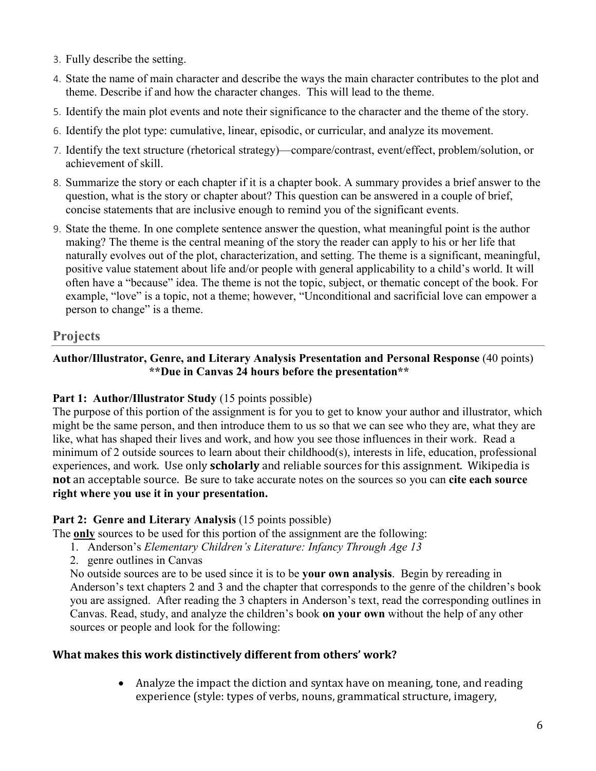3. Fully describe the setting.
4. State the name of main character and describe the ways the main character contributes to the plot and theme. Describe if and how the character changes. This will lead to the theme.
5. Identify the main plot events and note their significance to the character and the theme of the story.
6. Identify the plot type: cumulative, linear, episodic, or curricular, and analyze its movement.
7. Identify the text structure (rhetorical strategy)—compare/contrast, event/effect, problem/solution, or achievement of skill.
8. Summarize the story or each chapter if it is a chapter book. A summary provides a brief answer to the question, what is the story or chapter about? This question can be answered in a couple of brief, concise statements that are inclusive enough to remind you of the significant events.
9. State the theme. In one complete sentence answer the question, what meaningful point is the author making? The theme is the central meaning of the story the reader can apply to his or her life that naturally evolves out of the plot, characterization, and setting. The theme is a significant, meaningful, positive value statement about life and/or people with general applicability to a child's world. It will often have a "because" idea. The theme is not the topic, subject, or thematic concept of the book. For example, "love" is a topic, not a theme; however, "Unconditional and sacrificial love can empower a person to change" is a theme.

## Projects

**Author/Illustrator, Genre, and Literary Analysis Presentation and Personal Response** (40 points)
**\*\*Due in Canvas 24 hours before the presentation\*\***

**Part 1: Author/Illustrator Study** (15 points possible)
The purpose of this portion of the assignment is for you to get to know your author and illustrator, which might be the same person, and then introduce them to us so that we can see who they are, what they are like, what has shaped their lives and work, and how you see those influences in their work. Read a minimum of 2 outside sources to learn about their childhood(s), interests in life, education, professional experiences, and work. Use only **scholarly** and reliable sources for this assignment. Wikipedia is **not** an acceptable source. Be sure to take accurate notes on the sources so you can **cite each source right where you use it in your presentation.**

**Part 2: Genre and Literary Analysis** (15 points possible)
The **only** sources to be used for this portion of the assignment are the following:

1. Anderson's *Elementary Children's Literature: Infancy Through Age 13*
2. genre outlines in Canvas

No outside sources are to be used since it is to be **your own analysis**. Begin by rereading in Anderson's text chapters 2 and 3 and the chapter that corresponds to the genre of the children's book you are assigned. After reading the 3 chapters in Anderson's text, read the corresponding outlines in Canvas. Read, study, and analyze the children's book **on your own** without the help of any other sources or people and look for the following:

### What makes this work distinctively different from others' work?

- Analyze the impact the diction and syntax have on meaning, tone, and reading experience (style: types of verbs, nouns, grammatical structure, imagery,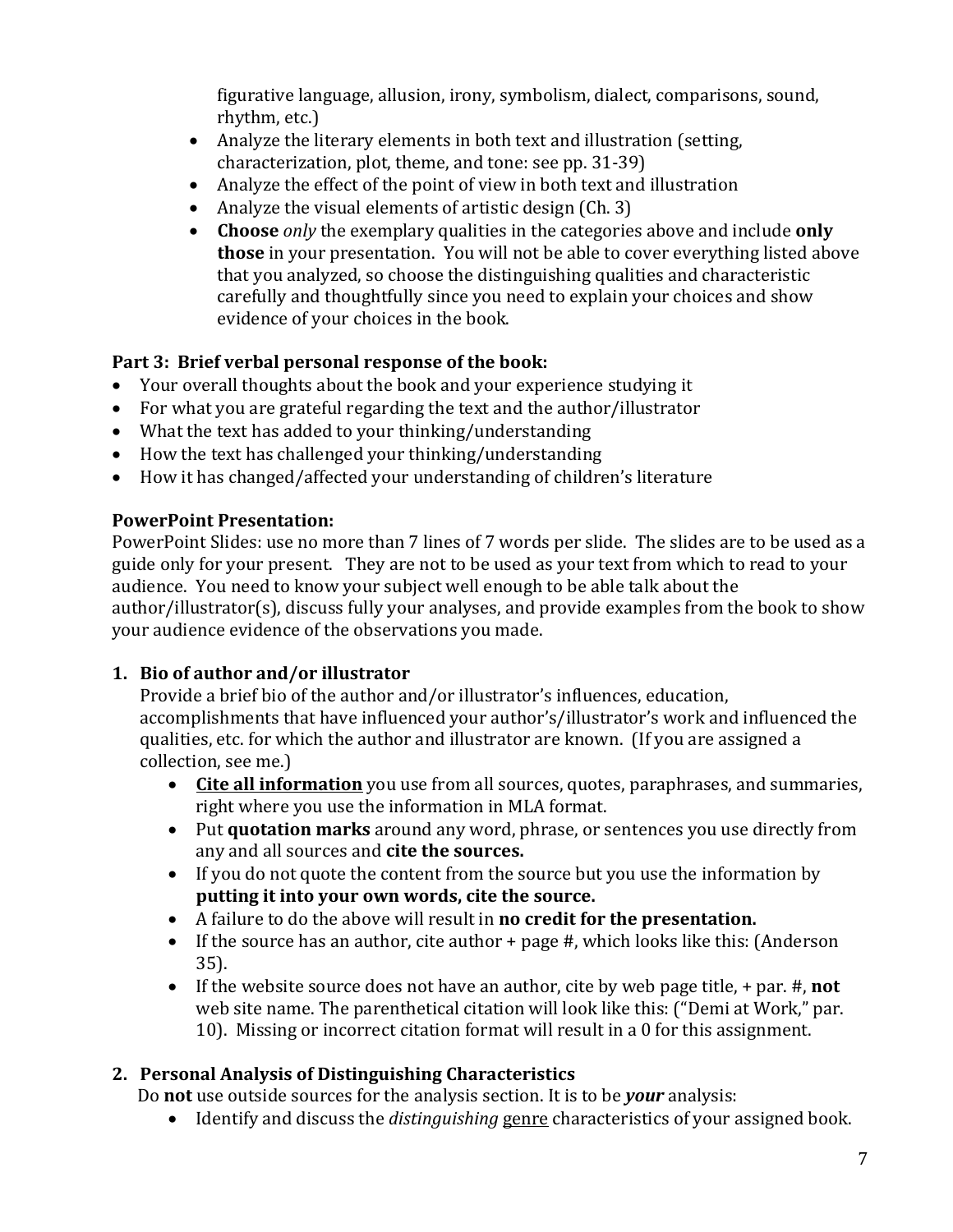figurative language, allusion, irony, symbolism, dialect, comparisons, sound, rhythm, etc.)

- Analyze the literary elements in both text and illustration (setting, characterization, plot, theme, and tone: see pp. 31-39)
- Analyze the effect of the point of view in both text and illustration
- Analyze the visual elements of artistic design (Ch. 3)
- **Choose** *only* the exemplary qualities in the categories above and include **only those** in your presentation. You will not be able to cover everything listed above that you analyzed, so choose the distinguishing qualities and characteristic carefully and thoughtfully since you need to explain your choices and show evidence of your choices in the book.

**Part 3: Brief verbal personal response of the book:**

- Your overall thoughts about the book and your experience studying it
- For what you are grateful regarding the text and the author/illustrator
- What the text has added to your thinking/understanding
- How the text has challenged your thinking/understanding
- How it has changed/affected your understanding of children's literature

**PowerPoint Presentation:**

PowerPoint Slides: use no more than 7 lines of 7 words per slide. The slides are to be used as a guide only for your present. They are not to be used as your text from which to read to your audience. You need to know your subject well enough to be able talk about the author/illustrator(s), discuss fully your analyses, and provide examples from the book to show your audience evidence of the observations you made.

1. **Bio of author and/or illustrator**

   Provide a brief bio of the author and/or illustrator's influences, education, accomplishments that have influenced your author's/illustrator's work and influenced the qualities, etc. for which the author and illustrator are known. (If you are assigned a collection, see me.)

   - <u>**Cite all information**</u> you use from all sources, quotes, paraphrases, and summaries, right where you use the information in MLA format.
   - Put **quotation marks** around any word, phrase, or sentences you use directly from any and all sources and **cite the sources.**
   - If you do not quote the content from the source but you use the information by **putting it into your own words, cite the source.**
   - A failure to do the above will result in **no credit for the presentation.**
   - If the source has an author, cite author + page #, which looks like this: (Anderson 35).
   - If the website source does not have an author, cite by web page title, + par. #, **not** web site name. The parenthetical citation will look like this: ("Demi at Work," par. 10). Missing or incorrect citation format will result in a 0 for this assignment.

2. **Personal Analysis of Distinguishing Characteristics**

   Do **not** use outside sources for the analysis section. It is to be ***your*** analysis:

   - Identify and discuss the *distinguishing* <u>genre</u> characteristics of your assigned book.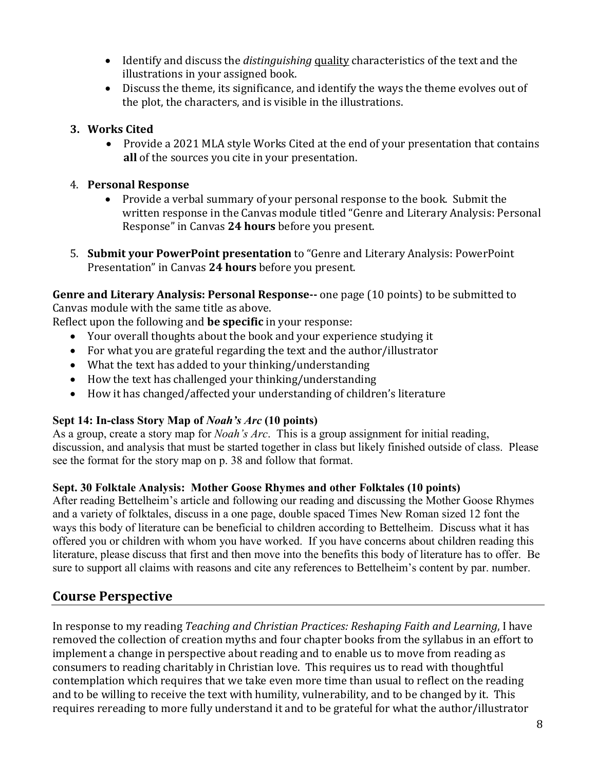- Identify and discuss the *distinguishing* quality characteristics of the text and the illustrations in your assigned book.
- Discuss the theme, its significance, and identify the ways the theme evolves out of the plot, the characters, and is visible in the illustrations.

3. **Works Cited**
    - Provide a 2021 MLA style Works Cited at the end of your presentation that contains **all** of the sources you cite in your presentation.

4. **Personal Response**
    - Provide a verbal summary of your personal response to the book. Submit the written response in the Canvas module titled "Genre and Literary Analysis: Personal Response" in Canvas **24 hours** before you present.

5. **Submit your PowerPoint presentation** to "Genre and Literary Analysis: PowerPoint Presentation" in Canvas **24 hours** before you present.

**Genre and Literary Analysis: Personal Response--** one page (10 points) to be submitted to Canvas module with the same title as above.

Reflect upon the following and **be specific** in your response:

- Your overall thoughts about the book and your experience studying it
- For what you are grateful regarding the text and the author/illustrator
- What the text has added to your thinking/understanding
- How the text has challenged your thinking/understanding
- How it has changed/affected your understanding of children's literature

**Sept 14: In-class Story Map of *Noah's Arc* (10 points)**

As a group, create a story map for *Noah's Arc*. This is a group assignment for initial reading, discussion, and analysis that must be started together in class but likely finished outside of class. Please see the format for the story map on p. 38 and follow that format.

**Sept. 30 Folktale Analysis: Mother Goose Rhymes and other Folktales (10 points)**

After reading Bettelheim's article and following our reading and discussing the Mother Goose Rhymes and a variety of folktales, discuss in a one page, double spaced Times New Roman sized 12 font the ways this body of literature can be beneficial to children according to Bettelheim. Discuss what it has offered you or children with whom you have worked. If you have concerns about children reading this literature, please discuss that first and then move into the benefits this body of literature has to offer. Be sure to support all claims with reasons and cite any references to Bettelheim's content by par. number.

## Course Perspective

In response to my reading *Teaching and Christian Practices: Reshaping Faith and Learning*, I have removed the collection of creation myths and four chapter books from the syllabus in an effort to implement a change in perspective about reading and to enable us to move from reading as consumers to reading charitably in Christian love. This requires us to read with thoughtful contemplation which requires that we take even more time than usual to reflect on the reading and to be willing to receive the text with humility, vulnerability, and to be changed by it. This requires rereading to more fully understand it and to be grateful for what the author/illustrator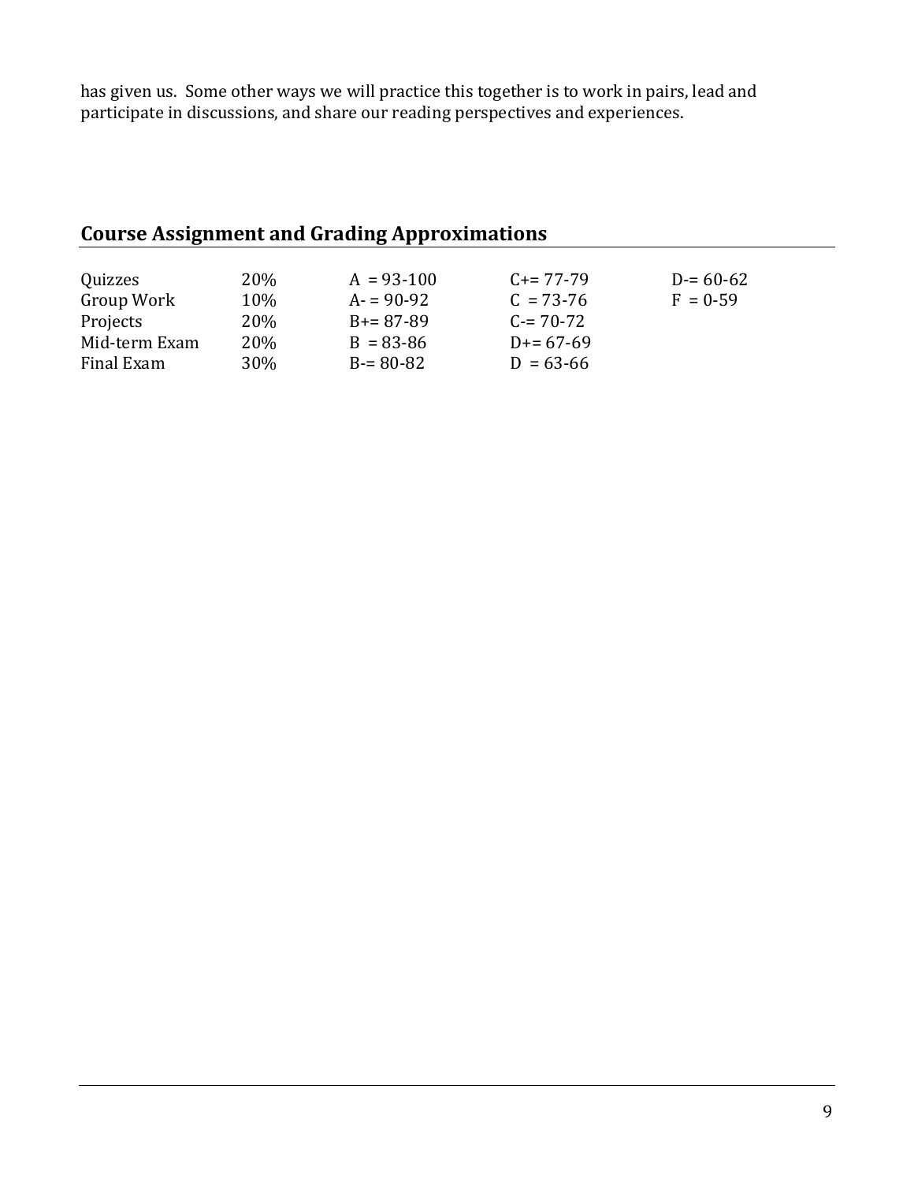has given us.  Some other ways we will practice this together is to work in pairs, lead and participate in discussions, and share our reading perspectives and experiences.

## Course Assignment and Grading Approximations

| | | | | |
|---|---|---|---|---|
| Quizzes | 20% | A = 93-100 | C+= 77-79 | D-= 60-62 |
| Group Work | 10% | A- = 90-92 | C = 73-76 | F = 0-59 |
| Projects | 20% | B+= 87-89 | C-= 70-72 | |
| Mid-term Exam | 20% | B = 83-86 | D+= 67-69 | |
| Final Exam | 30% | B-= 80-82 | D = 63-66 | |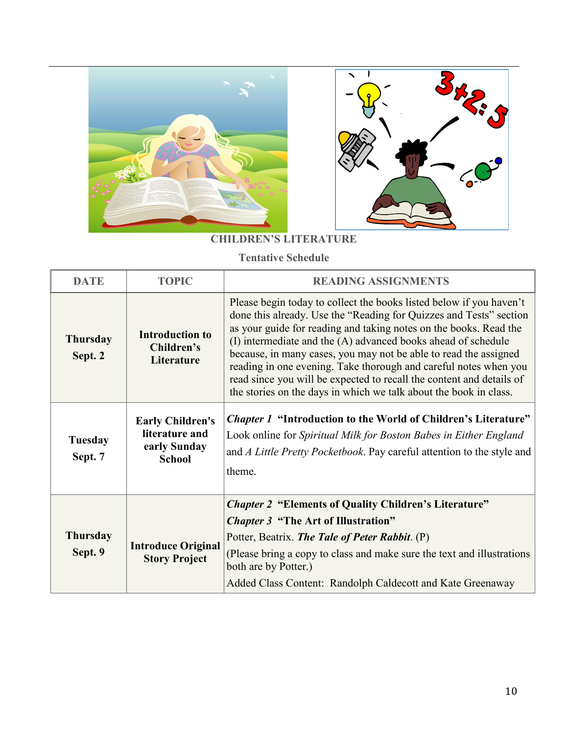**CHILDREN'S LITERATURE**

**Tentative Schedule**

| DATE | TOPIC | READING ASSIGNMENTS |
|---|---|---|
| **Thursday Sept. 2** | **Introduction to Children's Literature** | Please begin today to collect the books listed below if you haven't done this already. Use the "Reading for Quizzes and Tests" section as your guide for reading and taking notes on the books. Read the (I) intermediate and the (A) advanced books ahead of schedule because, in many cases, you may not be able to read the assigned reading in one evening. Take thorough and careful notes when you read since you will be expected to recall the content and details of the stories on the days in which we talk about the book in class. |
| **Tuesday Sept. 7** | **Early Children's literature and early Sunday School** | ***Chapter 1*** **"Introduction to the World of Children's Literature"** Look online for *Spiritual Milk for Boston Babes in Either England* and *A Little Pretty Pocketbook*. Pay careful attention to the style and theme. |
| **Thursday Sept. 9** | **Introduce Original Story Project** | ***Chapter 2*** **"Elements of Quality Children's Literature"** ***Chapter 3*** **"The Art of Illustration"** Potter, Beatrix. ***The Tale of Peter Rabbit***. (P) (Please bring a copy to class and make sure the text and illustrations both are by Potter.) Added Class Content: Randolph Caldecott and Kate Greenaway |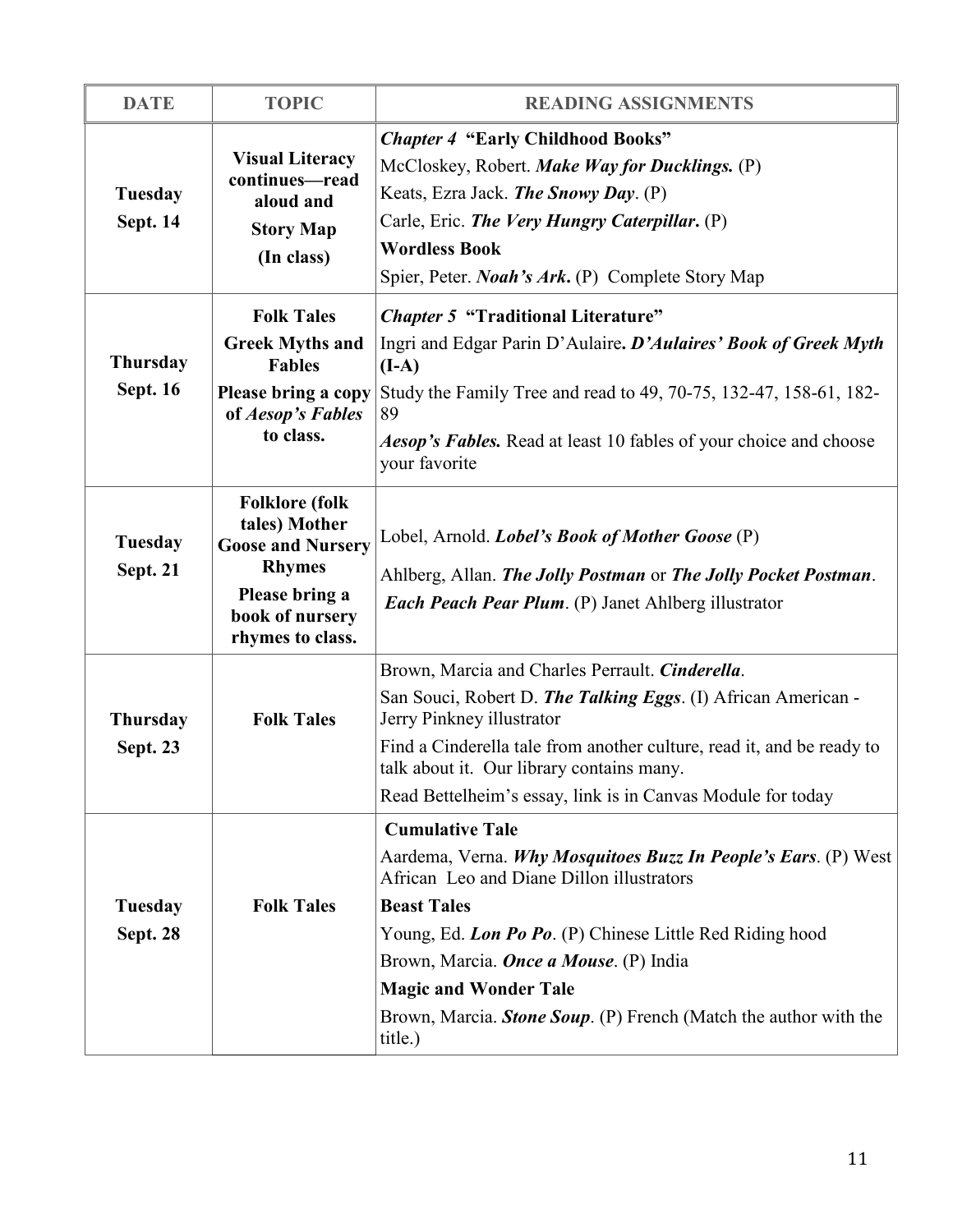| DATE | TOPIC | READING ASSIGNMENTS |
|---|---|---|
| **Tuesday Sept. 14** | **Visual Literacy continues—read aloud and Story Map (In class)** | ***Chapter 4* "Early Childhood Books"**<br>McCloskey, Robert. ***Make Way for Ducklings.*** (P)<br>Keats, Ezra Jack. ***The Snowy Day***. (P)<br>Carle, Eric. ***The Very Hungry Caterpillar*.** (P)<br>**Wordless Book**<br>Spier, Peter. ***Noah's Ark*.** (P) Complete Story Map |
| **Thursday Sept. 16** | **Folk Tales**<br>**Greek Myths and Fables**<br>**Please bring a copy of *Aesop's Fables* to class.** | ***Chapter 5* "Traditional Literature"**<br>Ingri and Edgar Parin D'Aulaire**. *D'Aulaires' Book of Greek Myth* (I-A)**<br>Study the Family Tree and read to 49, 70-75, 132-47, 158-61, 182-89<br>***Aesop's Fables.*** Read at least 10 fables of your choice and choose your favorite |
| **Tuesday Sept. 21** | **Folklore (folk tales) Mother Goose and Nursery Rhymes**<br>**Please bring a book of nursery rhymes to class.** | Lobel, Arnold. ***Lobel's Book of Mother Goose*** (P)<br>Ahlberg, Allan. ***The Jolly Postman*** or ***The Jolly Pocket Postman***.<br>***Each Peach Pear Plum***. (P) Janet Ahlberg illustrator |
| **Thursday Sept. 23** | **Folk Tales** | Brown, Marcia and Charles Perrault. ***Cinderella***.<br>San Souci, Robert D. ***The Talking Eggs***. (I) African American - Jerry Pinkney illustrator<br>Find a Cinderella tale from another culture, read it, and be ready to talk about it. Our library contains many.<br>Read Bettelheim's essay, link is in Canvas Module for today |
| **Tuesday Sept. 28** | **Folk Tales** | **Cumulative Tale**<br>Aardema, Verna. ***Why Mosquitoes Buzz In People's Ears***. (P) West African Leo and Diane Dillon illustrators<br>**Beast Tales**<br>Young, Ed. ***Lon Po Po***. (P) Chinese Little Red Riding hood<br>Brown, Marcia. ***Once a Mouse***. (P) India<br>**Magic and Wonder Tale**<br>Brown, Marcia. ***Stone Soup***. (P) French (Match the author with the title.) |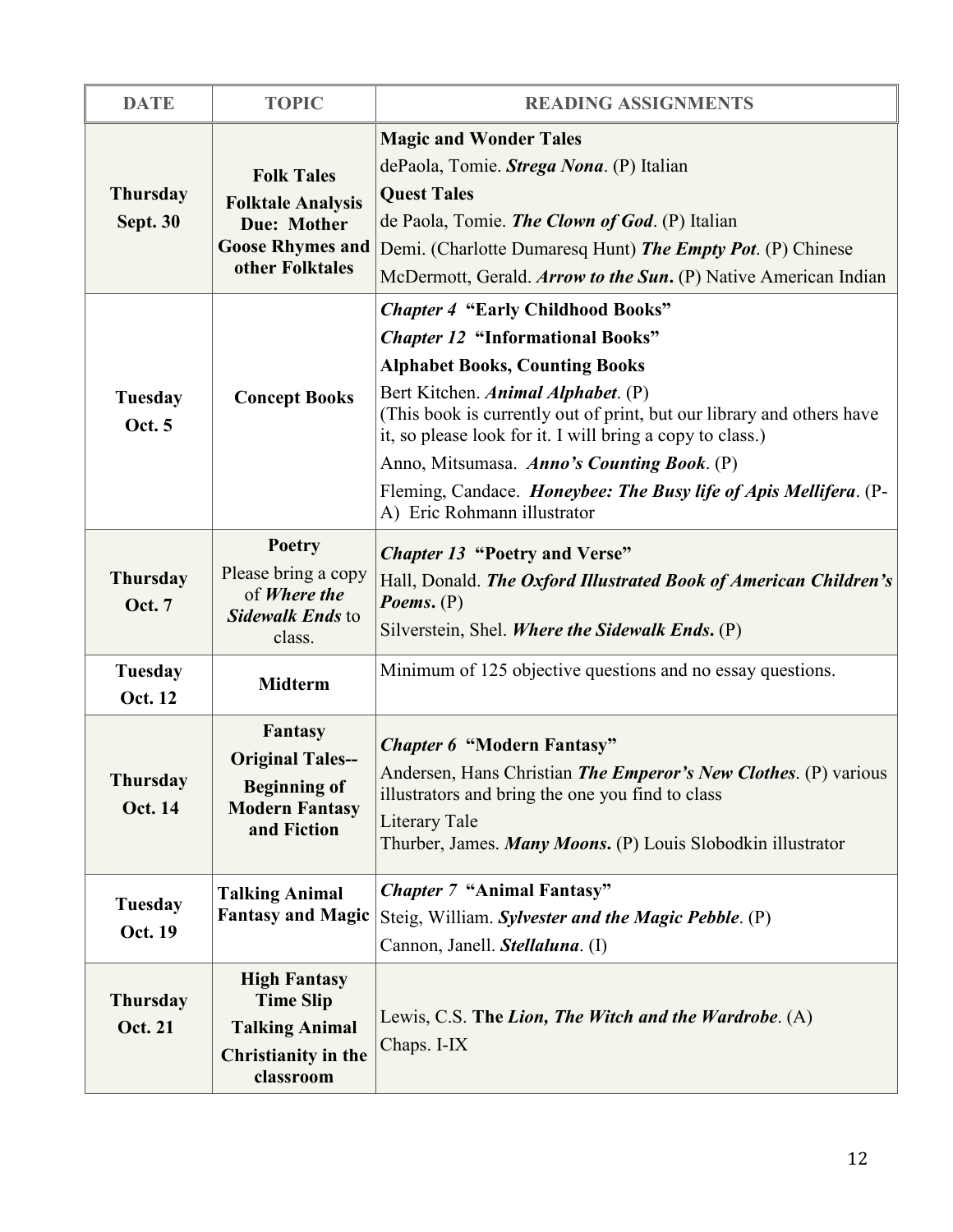| DATE | TOPIC | READING ASSIGNMENTS |
|---|---|---|
| **Thursday Sept. 30** | **Folk Tales**<br>**Folktale Analysis Due: Mother Goose Rhymes and other Folktales** | **Magic and Wonder Tales**<br>dePaola, Tomie. ***Strega Nona***. (P) Italian<br>**Quest Tales**<br>de Paola, Tomie. ***The Clown of God***. (P) Italian<br>Demi. (Charlotte Dumaresq Hunt) ***The Empty Pot***. (P) Chinese<br>McDermott, Gerald. ***Arrow to the Sun*.** (P) Native American Indian |
| **Tuesday Oct. 5** | **Concept Books** | ***Chapter 4* "Early Childhood Books"**<br>***Chapter 12* "Informational Books"**<br>**Alphabet Books, Counting Books**<br>Bert Kitchen. ***Animal Alphabet***. (P)<br>(This book is currently out of print, but our library and others have it, so please look for it. I will bring a copy to class.)<br>Anno, Mitsumasa. ***Anno's Counting Book***. (P)<br>Fleming, Candace. ***Honeybee: The Busy life of Apis Mellifera***. (P-A) Eric Rohmann illustrator |
| **Thursday Oct. 7** | **Poetry**<br>Please bring a copy of ***Where the Sidewalk Ends*** to class. | ***Chapter 13* "Poetry and Verse"**<br>Hall, Donald. ***The Oxford Illustrated Book of American Children's Poems*.** (P)<br>Silverstein, Shel. ***Where the Sidewalk Ends*.** (P) |
| **Tuesday Oct. 12** | **Midterm** | Minimum of 125 objective questions and no essay questions. |
| **Thursday Oct. 14** | **Fantasy**<br>**Original Tales--**<br>**Beginning of Modern Fantasy and Fiction** | ***Chapter 6* "Modern Fantasy"**<br>Andersen, Hans Christian ***The Emperor's New Clothes***. (P) various illustrators and bring the one you find to class<br>Literary Tale<br>Thurber, James. ***Many Moons*.** (P) Louis Slobodkin illustrator |
| **Tuesday Oct. 19** | **Talking Animal Fantasy and Magic** | ***Chapter 7* "Animal Fantasy"**<br>Steig, William. ***Sylvester and the Magic Pebble***. (P)<br>Cannon, Janell. ***Stellaluna***. (I) |
| **Thursday Oct. 21** | **High Fantasy**<br>**Time Slip**<br>**Talking Animal**<br>**Christianity in the classroom** | Lewis, C.S. **The *Lion, The Witch and the Wardrobe***. (A)<br>Chaps. I-IX |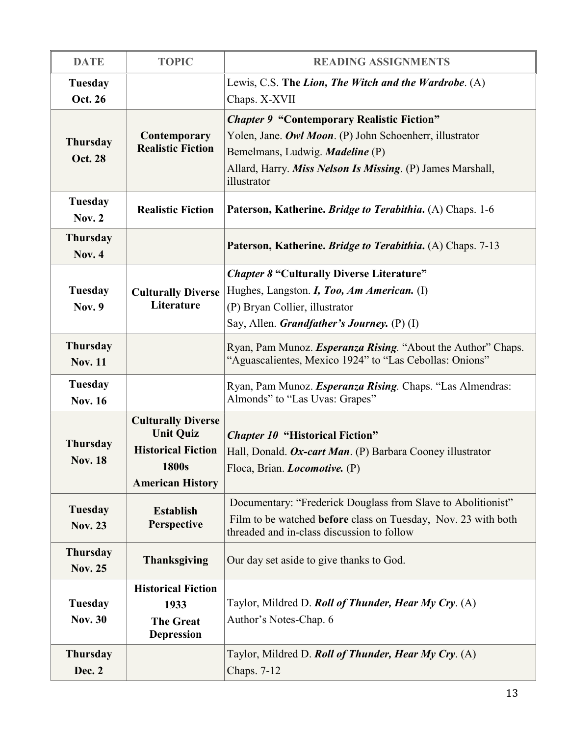| DATE | TOPIC | READING ASSIGNMENTS |
| --- | --- | --- |
| **Tuesday Oct. 26** | | Lewis, C.S. **The *Lion, The Witch and the Wardrobe*.** (A) Chaps. X-XVII |
| **Thursday Oct. 28** | **Contemporary Realistic Fiction** | ***Chapter 9* "Contemporary Realistic Fiction"** Yolen, Jane. ***Owl Moon***. (P) John Schoenherr, illustrator Bemelmans, Ludwig. ***Madeline*** (P) Allard, Harry. ***Miss Nelson Is Missing***. (P) James Marshall, illustrator |
| **Tuesday Nov. 2** | **Realistic Fiction** | **Paterson, Katherine. *Bridge to Terabithia*.** (A) Chaps. 1-6 |
| **Thursday Nov. 4** | | **Paterson, Katherine. *Bridge to Terabithia*.** (A) Chaps. 7-13 |
| **Tuesday Nov. 9** | **Culturally Diverse Literature** | ***Chapter 8* "Culturally Diverse Literature"** Hughes, Langston. ***I, Too, Am American.*** (I) (P) Bryan Collier, illustrator Say, Allen. ***Grandfather's Journey.*** (P) (I) |
| **Thursday Nov. 11** | | Ryan, Pam Munoz. ***Esperanza Rising*.** "About the Author" Chaps. "Aguascalientes, Mexico 1924" to "Las Cebollas: Onions" |
| **Tuesday Nov. 16** | | Ryan, Pam Munoz. ***Esperanza Rising*.** Chaps. "Las Almendras: Almonds" to "Las Uvas: Grapes" |
| **Thursday Nov. 18** | **Culturally Diverse Unit Quiz** **Historical Fiction 1800s American History** | ***Chapter 10* "Historical Fiction"** Hall, Donald. ***Ox-cart Man***. (P) Barbara Cooney illustrator Floca, Brian. ***Locomotive.*** (P) |
| **Tuesday Nov. 23** | **Establish Perspective** | Documentary: "Frederick Douglass from Slave to Abolitionist" Film to be watched **before** class on Tuesday, Nov. 23 with both threaded and in-class discussion to follow |
| **Thursday Nov. 25** | **Thanksgiving** | Our day set aside to give thanks to God. |
| **Tuesday Nov. 30** | **Historical Fiction 1933 The Great Depression** | Taylor, Mildred D. ***Roll of Thunder, Hear My Cry***. (A) Author's Notes-Chap. 6 |
| **Thursday Dec. 2** | | Taylor, Mildred D. ***Roll of Thunder, Hear My Cry***. (A) Chaps. 7-12 |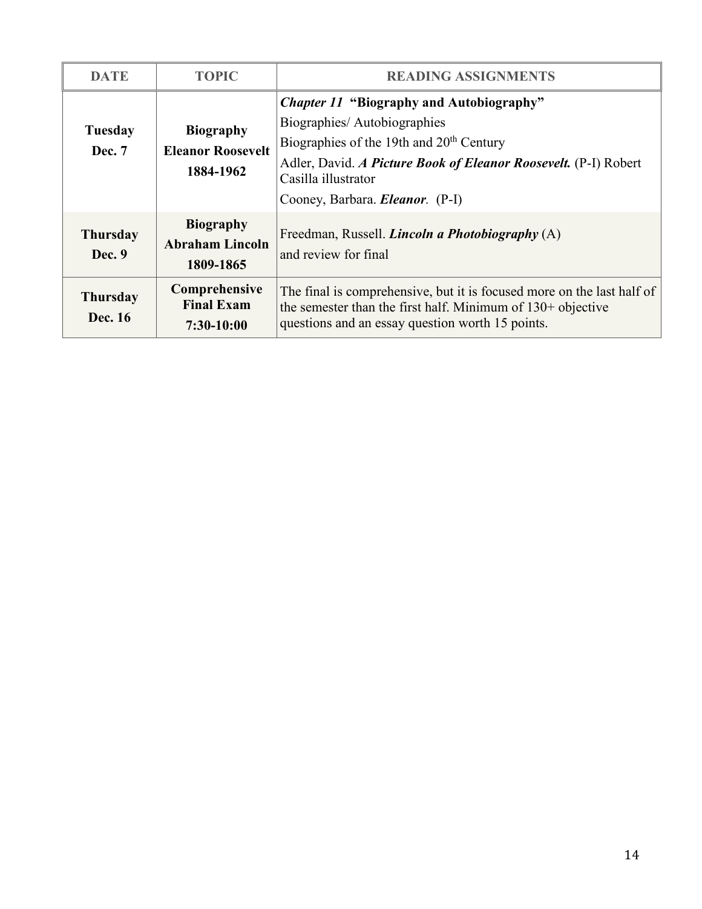| DATE | TOPIC | READING ASSIGNMENTS |
|---|---|---|
| **Tuesday Dec. 7** | **Biography Eleanor Roosevelt 1884-1962** | ***Chapter 11* "Biography and Autobiography"**<br>Biographies/ Autobiographies<br>Biographies of the 19th and 20th Century<br>Adler, David. ***A Picture Book of Eleanor Roosevelt.*** (P-I) Robert Casilla illustrator<br>Cooney, Barbara. ***Eleanor*.** (P-I) |
| **Thursday Dec. 9** | **Biography Abraham Lincoln 1809-1865** | Freedman, Russell. ***Lincoln a Photobiography*** (A)<br>and review for final |
| **Thursday Dec. 16** | **Comprehensive Final Exam 7:30-10:00** | The final is comprehensive, but it is focused more on the last half of the semester than the first half. Minimum of 130+ objective questions and an essay question worth 15 points. |